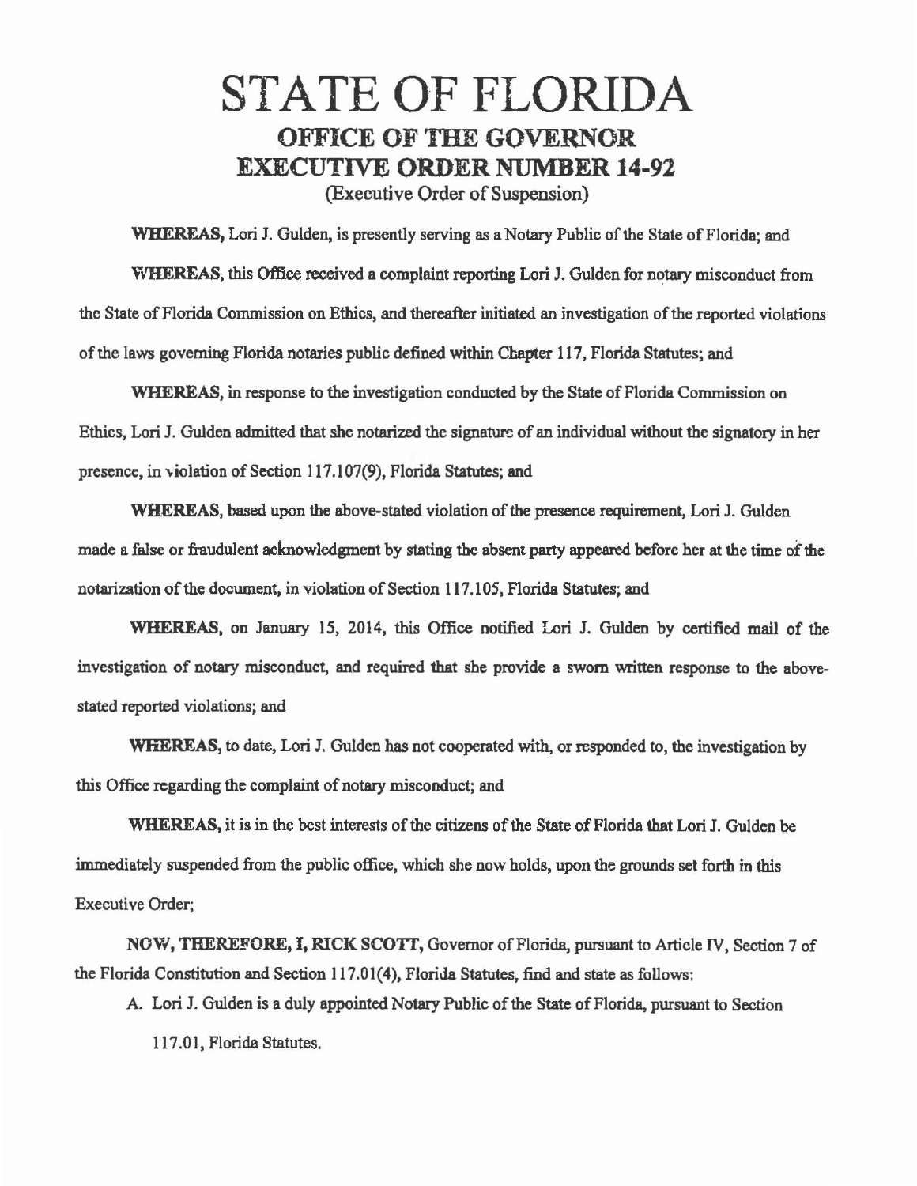# STATE OF FLORIDA
## OFFICE OF THE GOVERNOR
## EXECUTIVE ORDER NUMBER 14-92
(Executive Order of Suspension)

**WHEREAS,** Lori J. Gulden, is presently serving as a Notary Public of the State of Florida; and

**WHEREAS,** this Office received a complaint reporting Lori J. Gulden for notary misconduct from the State of Florida Commission on Ethics, and thereafter initiated an investigation of the reported violations of the laws governing Florida notaries public defined within Chapter 117, Florida Statutes; and

**WHEREAS,** in response to the investigation conducted by the State of Florida Commission on Ethics, Lori J. Gulden admitted that she notarized the signature of an individual without the signatory in her presence, in violation of Section 117.107(9), Florida Statutes; and

**WHEREAS,** based upon the above-stated violation of the presence requirement, Lori J. Gulden made a false or fraudulent acknowledgment by stating the absent party appeared before her at the time of the notarization of the document, in violation of Section 117.105, Florida Statutes; and

**WHEREAS,** on January 15, 2014, this Office notified Lori J. Gulden by certified mail of the investigation of notary misconduct, and required that she provide a sworn written response to the above-stated reported violations; and

**WHEREAS,** to date, Lori J. Gulden has not cooperated with, or responded to, the investigation by this Office regarding the complaint of notary misconduct; and

**WHEREAS,** it is in the best interests of the citizens of the State of Florida that Lori J. Gulden be immediately suspended from the public office, which she now holds, upon the grounds set forth in this Executive Order;

**NOW, THEREFORE, I, RICK SCOTT,** Governor of Florida, pursuant to Article IV, Section 7 of the Florida Constitution and Section 117.01(4), Florida Statutes, find and state as follows:

A. Lori J. Gulden is a duly appointed Notary Public of the State of Florida, pursuant to Section 117.01, Florida Statutes.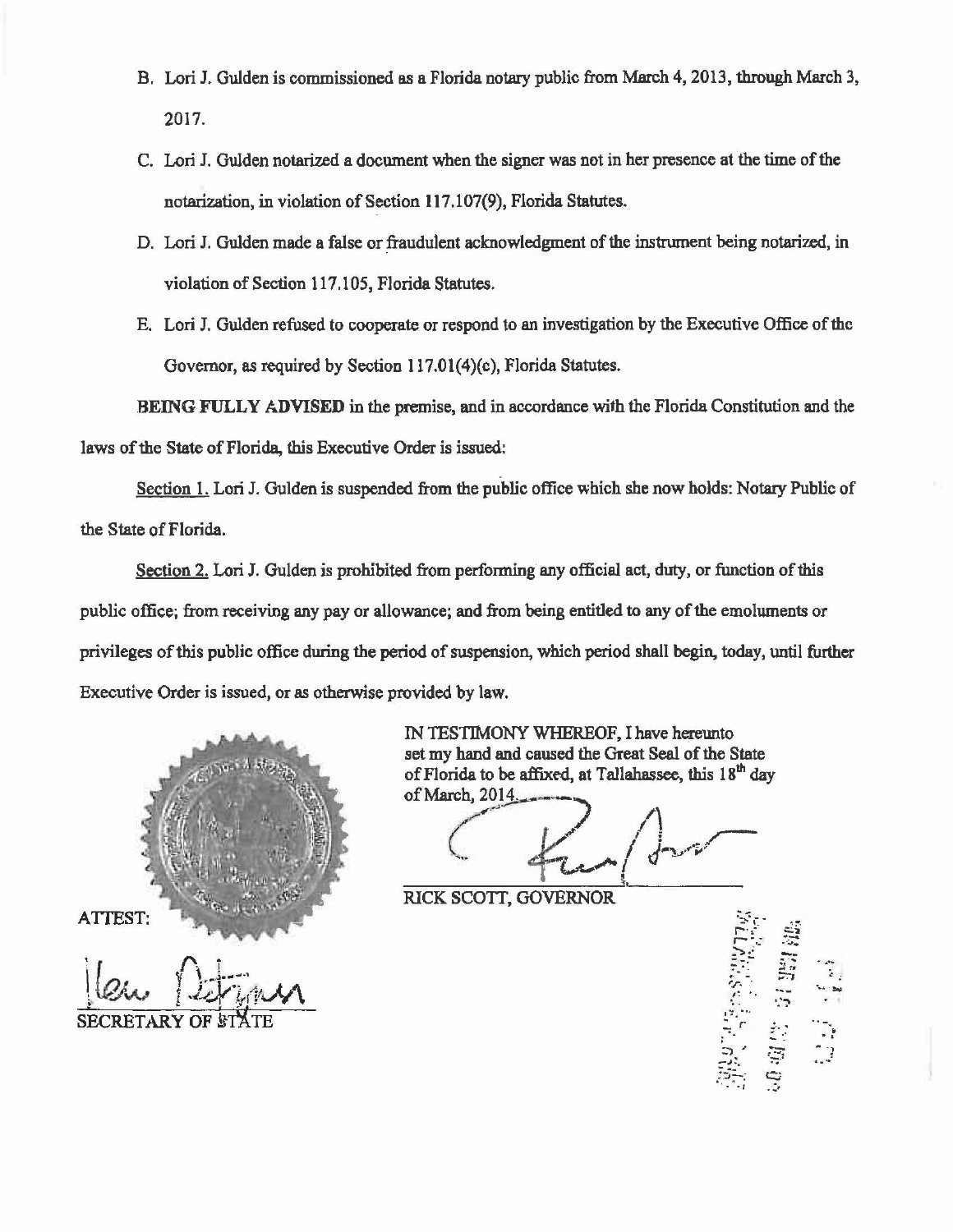B. Lori J. Gulden is commissioned as a Florida notary public from March 4, 2013, through March 3, 2017.

C. Lori J. Gulden notarized a document when the signer was not in her presence at the time of the notarization, in violation of Section 117.107(9), Florida Statutes.

D. Lori J. Gulden made a false or fraudulent acknowledgment of the instrument being notarized, in violation of Section 117.105, Florida Statutes.

E. Lori J. Gulden refused to cooperate or respond to an investigation by the Executive Office of the Governor, as required by Section 117.01(4)(c), Florida Statutes.

**BEING FULLY ADVISED** in the premise, and in accordance with the Florida Constitution and the laws of the State of Florida, this Executive Order is issued:

Section 1. Lori J. Gulden is suspended from the public office which she now holds: Notary Public of the State of Florida.

Section 2. Lori J. Gulden is prohibited from performing any official act, duty, or function of this public office; from receiving any pay or allowance; and from being entitled to any of the emoluments or privileges of this public office during the period of suspension, which period shall begin, today, until further Executive Order is issued, or as otherwise provided by law.

IN TESTIMONY WHEREOF, I have hereunto set my hand and caused the Great Seal of the State of Florida to be affixed, at Tallahassee, this 18th day of March, 2014.

RICK SCOTT, GOVERNOR

ATTEST:

SECRETARY OF STATE